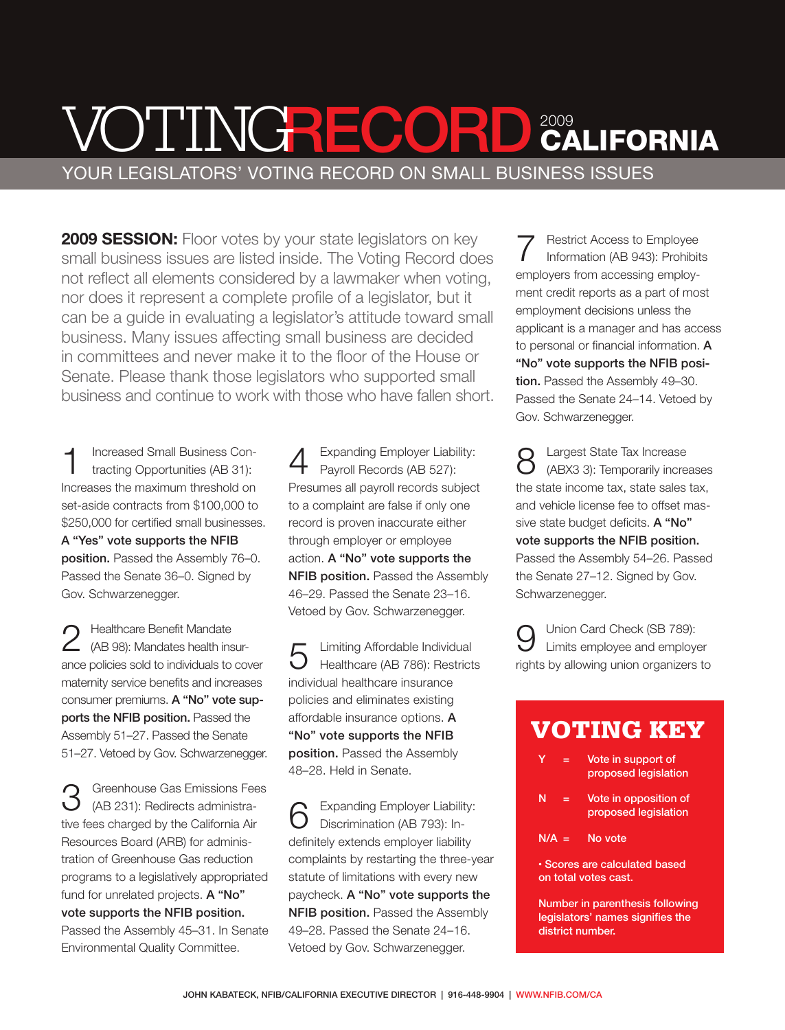# VOTING RECORD 2009 CALIFORNIA

## YOUR LEGISLATORS' VOTING RECORD ON SMALL BUSINESS ISSUES

**2009 SESSION:** Floor votes by your state legislators on key small business issues are listed inside. The Voting Record does not reflect all elements considered by a lawmaker when voting, nor does it represent a complete profile of a legislator, but it can be a guide in evaluating a legislator's attitude toward small business. Many issues affecting small business are decided in committees and never make it to the floor of the House or Senate. Please thank those legislators who supported small business and continue to work with those who have fallen short.

1 Increased Small Business Contracting Opportunities (AB 31): Increases the maximum threshold on set-aside contracts from $100,000 to $250,000 for certified small businesses. **A "Yes" vote supports the NFIB position.** Passed the Assembly 76–0. Passed the Senate 36–0. Signed by Gov. Schwarzenegger.

2 Healthcare Benefit Mandate (AB 98): Mandates health insurance policies sold to individuals to cover maternity service benefits and increases consumer premiums. **A "No" vote supports the NFIB position.** Passed the Assembly 51–27. Passed the Senate 51–27. Vetoed by Gov. Schwarzenegger.

3 Greenhouse Gas Emissions Fees (AB 231): Redirects administrative fees charged by the California Air Resources Board (ARB) for administration of Greenhouse Gas reduction programs to a legislatively appropriated fund for unrelated projects. **A "No" vote supports the NFIB position.** Passed the Assembly 45–31. In Senate Environmental Quality Committee.

4 Expanding Employer Liability: Payroll Records (AB 527): Presumes all payroll records subject to a complaint are false if only one record is proven inaccurate either through employer or employee action. **A "No" vote supports the NFIB position.** Passed the Assembly 46–29. Passed the Senate 23–16. Vetoed by Gov. Schwarzenegger.

5 Limiting Affordable Individual Healthcare (AB 786): Restricts individual healthcare insurance policies and eliminates existing affordable insurance options. **A "No" vote supports the NFIB position.** Passed the Assembly 48–28. Held in Senate.

6 Expanding Employer Liability: Discrimination (AB 793): Indefinitely extends employer liability complaints by restarting the three-year statute of limitations with every new paycheck. **A "No" vote supports the NFIB position.** Passed the Assembly 49–28. Passed the Senate 24–16. Vetoed by Gov. Schwarzenegger.

7 Restrict Access to Employee Information (AB 943): Prohibits employers from accessing employment credit reports as a part of most employment decisions unless the applicant is a manager and has access to personal or financial information. **A "No" vote supports the NFIB position.** Passed the Assembly 49–30. Passed the Senate 24–14. Vetoed by Gov. Schwarzenegger.

8 Largest State Tax Increase (ABX3 3): Temporarily increases the state income tax, state sales tax, and vehicle license fee to offset massive state budget deficits. **A "No" vote supports the NFIB position.** Passed the Assembly 54–26. Passed the Senate 27–12. Signed by Gov. Schwarzenegger.

9 Union Card Check (SB 789): Limits employee and employer rights by allowing union organizers to

### VOTING KEY

- Y = Vote in support of proposed legislation
- N = Vote in opposition of proposed legislation
- N/A = No vote

• Scores are calculated based on total votes cast.

Number in parenthesis following legislators' names signifies the district number.

JOHN KABATECK, NFIB/CALIFORNIA EXECUTIVE DIRECTOR | 916-448-9904 | WWW.NFIB.COM/CA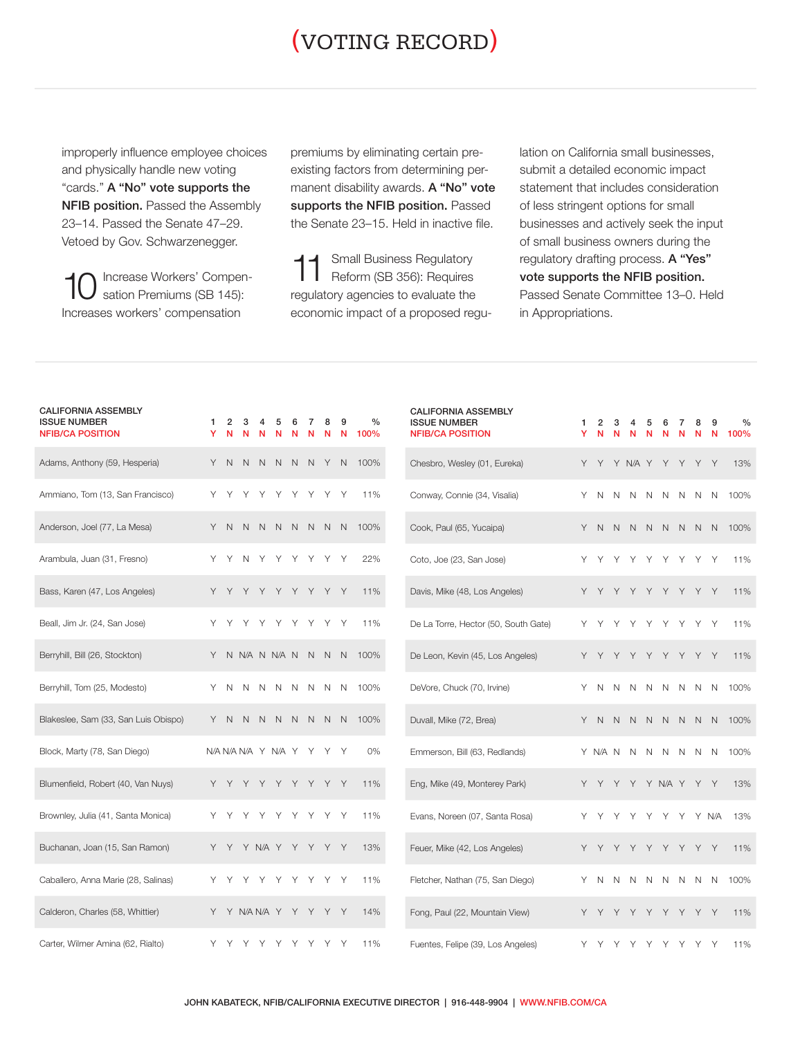# (VOTING RECORD)

improperly influence employee choices and physically handle new voting "cards." **A "No" vote supports the NFIB position.** Passed the Assembly 23–14. Passed the Senate 47–29. Vetoed by Gov. Schwarzenegger.

**10** Increase Workers' Compensation Premiums (SB 145): Increases workers' compensation premiums by eliminating certain pre-existing factors from determining permanent disability awards. **A "No" vote supports the NFIB position.** Passed the Senate 23–15. Held in inactive file.

**11** Small Business Regulatory Reform (SB 356): Requires regulatory agencies to evaluate the economic impact of a proposed regulation on California small businesses, submit a detailed economic impact statement that includes consideration of less stringent options for small businesses and actively seek the input of small business owners during the regulatory drafting process. **A "Yes" vote supports the NFIB position.** Passed Senate Committee 13–0. Held in Appropriations.

| CALIFORNIA ASSEMBLY ISSUE NUMBER | 1 | 2 | 3 | 4 | 5 | 6 | 7 | 8 | 9 | % |
|---|---|---|---|---|---|---|---|---|---|---|
| NFIB/CA POSITION | Y | N | N | N | N | N | N | N | N | 100% |
| Adams, Anthony (59, Hesperia) | Y | N | N | N | N | N | N | Y | N | 100% |
| Ammiano, Tom (13, San Francisco) | Y | Y | Y | Y | Y | Y | Y | Y | Y | 11% |
| Anderson, Joel (77, La Mesa) | Y | N | N | N | N | N | N | N | N | 100% |
| Arambula, Juan (31, Fresno) | Y | Y | N | Y | Y | Y | Y | Y | Y | 22% |
| Bass, Karen (47, Los Angeles) | Y | Y | Y | Y | Y | Y | Y | Y | Y | 11% |
| Beall, Jim Jr. (24, San Jose) | Y | Y | Y | Y | Y | Y | Y | Y | Y | 11% |
| Berryhill, Bill (26, Stockton) | Y | N | N/A | N | N/A | N | N | N | N | 100% |
| Berryhill, Tom (25, Modesto) | Y | N | N | N | N | N | N | N | N | 100% |
| Blakeslee, Sam (33, San Luis Obispo) | Y | N | N | N | N | N | N | N | N | 100% |
| Block, Marty (78, San Diego) | N/A | N/A | N/A | Y | N/A | Y | Y | Y | Y | 0% |
| Blumenfield, Robert (40, Van Nuys) | Y | Y | Y | Y | Y | Y | Y | Y | Y | 11% |
| Brownley, Julia (41, Santa Monica) | Y | Y | Y | Y | Y | Y | Y | Y | Y | 11% |
| Buchanan, Joan (15, San Ramon) | Y | Y | Y | N/A | Y | Y | Y | Y | Y | 13% |
| Caballero, Anna Marie (28, Salinas) | Y | Y | Y | Y | Y | Y | Y | Y | Y | 11% |
| Calderon, Charles (58, Whittier) | Y | Y | N/A | N/A | Y | Y | Y | Y | Y | 14% |
| Carter, Wilmer Amina (62, Rialto) | Y | Y | Y | Y | Y | Y | Y | Y | Y | 11% |
| Chesbro, Wesley (01, Eureka) | Y | Y | Y | N/A | Y | Y | Y | Y | Y | 13% |
| Conway, Connie (34, Visalia) | Y | N | N | N | N | N | N | N | N | 100% |
| Cook, Paul (65, Yucaipa) | Y | N | N | N | N | N | N | N | N | 100% |
| Coto, Joe (23, San Jose) | Y | Y | Y | Y | Y | Y | Y | Y | Y | 11% |
| Davis, Mike (48, Los Angeles) | Y | Y | Y | Y | Y | Y | Y | Y | Y | 11% |
| De La Torre, Hector (50, South Gate) | Y | Y | Y | Y | Y | Y | Y | Y | Y | 11% |
| De Leon, Kevin (45, Los Angeles) | Y | Y | Y | Y | Y | Y | Y | Y | Y | 11% |
| DeVore, Chuck (70, Irvine) | Y | N | N | N | N | N | N | N | N | 100% |
| Duvall, Mike (72, Brea) | Y | N | N | N | N | N | N | N | N | 100% |
| Emmerson, Bill (63, Redlands) | Y | N/A | N | N | N | N | N | N | N | 100% |
| Eng, Mike (49, Monterey Park) | Y | Y | Y | Y | Y | N/A | Y | Y | Y | 13% |
| Evans, Noreen (07, Santa Rosa) | Y | Y | Y | Y | Y | Y | Y | Y | N/A | 13% |
| Feuer, Mike (42, Los Angeles) | Y | Y | Y | Y | Y | Y | Y | Y | Y | 11% |
| Fletcher, Nathan (75, San Diego) | Y | N | N | N | N | N | N | N | N | 100% |
| Fong, Paul (22, Mountain View) | Y | Y | Y | Y | Y | Y | Y | Y | Y | 11% |
| Fuentes, Felipe (39, Los Angeles) | Y | Y | Y | Y | Y | Y | Y | Y | Y | 11% |

JOHN KABATECK, NFIB/CALIFORNIA EXECUTIVE DIRECTOR | 916-448-9904 | WWW.NFIB.COM/CA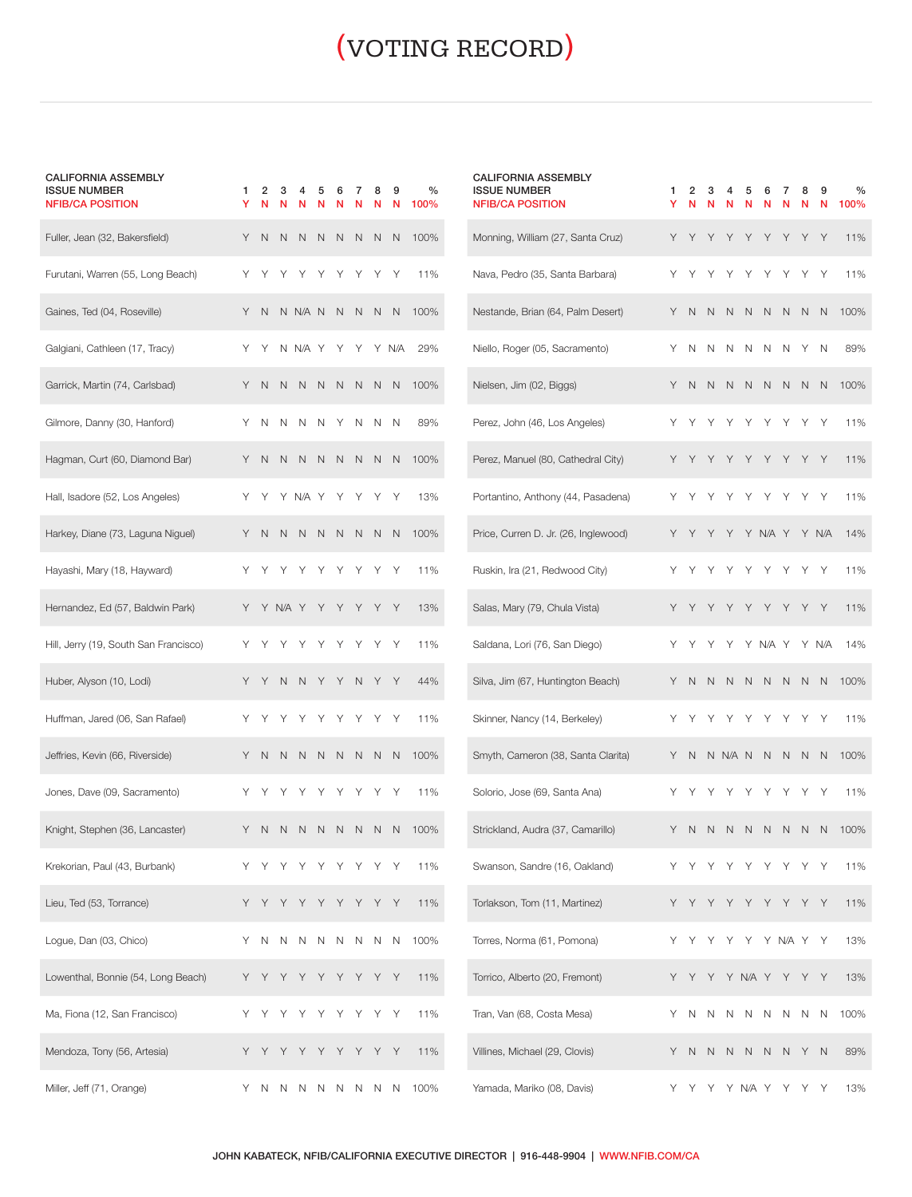# (VOTING RECORD)

| CALIFORNIA ASSEMBLY ISSUE NUMBER | 1 | 2 | 3 | 4 | 5 | 6 | 7 | 8 | 9 | % |
|---|---|---|---|---|---|---|---|---|---|---|
| NFIB/CA POSITION | Y | N | N | N | N | N | N | N | N | 100% |
| Fuller, Jean (32, Bakersfield) | Y | N | N | N | N | N | N | N | N | 100% |
| Furutani, Warren (55, Long Beach) | Y | Y | Y | Y | Y | Y | Y | Y | Y | 11% |
| Gaines, Ted (04, Roseville) | Y | N | N | N/A | N | N | N | N | N | 100% |
| Galgiani, Cathleen (17, Tracy) | Y | Y | N | N/A | Y | Y | Y | Y | N/A | 29% |
| Garrick, Martin (74, Carlsbad) | Y | N | N | N | N | N | N | N | N | 100% |
| Gilmore, Danny (30, Hanford) | Y | N | N | N | N | Y | N | N | N | 89% |
| Hagman, Curt (60, Diamond Bar) | Y | N | N | N | N | N | N | N | N | 100% |
| Hall, Isadore (52, Los Angeles) | Y | Y | Y | N/A | Y | Y | Y | Y | Y | 13% |
| Harkey, Diane (73, Laguna Niguel) | Y | N | N | N | N | N | N | N | N | 100% |
| Hayashi, Mary (18, Hayward) | Y | Y | Y | Y | Y | Y | Y | Y | Y | 11% |
| Hernandez, Ed (57, Baldwin Park) | Y | Y | N/A | Y | Y | Y | Y | Y | Y | 13% |
| Hill, Jerry (19, South San Francisco) | Y | Y | Y | Y | Y | Y | Y | Y | Y | 11% |
| Huber, Alyson (10, Lodi) | Y | Y | N | N | Y | Y | N | Y | Y | 44% |
| Huffman, Jared (06, San Rafael) | Y | Y | Y | Y | Y | Y | Y | Y | Y | 11% |
| Jeffries, Kevin (66, Riverside) | Y | N | N | N | N | N | N | N | N | 100% |
| Jones, Dave (09, Sacramento) | Y | Y | Y | Y | Y | Y | Y | Y | Y | 11% |
| Knight, Stephen (36, Lancaster) | Y | N | N | N | N | N | N | N | N | 100% |
| Krekorian, Paul (43, Burbank) | Y | Y | Y | Y | Y | Y | Y | Y | Y | 11% |
| Lieu, Ted (53, Torrance) | Y | Y | Y | Y | Y | Y | Y | Y | Y | 11% |
| Logue, Dan (03, Chico) | Y | N | N | N | N | N | N | N | N | 100% |
| Lowenthal, Bonnie (54, Long Beach) | Y | Y | Y | Y | Y | Y | Y | Y | Y | 11% |
| Ma, Fiona (12, San Francisco) | Y | Y | Y | Y | Y | Y | Y | Y | Y | 11% |
| Mendoza, Tony (56, Artesia) | Y | Y | Y | Y | Y | Y | Y | Y | Y | 11% |
| Miller, Jeff (71, Orange) | Y | N | N | N | N | N | N | N | N | 100% |

| CALIFORNIA ASSEMBLY ISSUE NUMBER | 1 | 2 | 3 | 4 | 5 | 6 | 7 | 8 | 9 | % |
|---|---|---|---|---|---|---|---|---|---|---|
| NFIB/CA POSITION | Y | N | N | N | N | N | N | N | N | 100% |
| Monning, William (27, Santa Cruz) | Y | Y | Y | Y | Y | Y | Y | Y | Y | 11% |
| Nava, Pedro (35, Santa Barbara) | Y | Y | Y | Y | Y | Y | Y | Y | Y | 11% |
| Nestande, Brian (64, Palm Desert) | Y | N | N | N | N | N | N | N | N | 100% |
| Niello, Roger (05, Sacramento) | Y | N | N | N | N | N | N | Y | N | 89% |
| Nielsen, Jim (02, Biggs) | Y | N | N | N | N | N | N | N | N | 100% |
| Perez, John (46, Los Angeles) | Y | Y | Y | Y | Y | Y | Y | Y | Y | 11% |
| Perez, Manuel (80, Cathedral City) | Y | Y | Y | Y | Y | Y | Y | Y | Y | 11% |
| Portantino, Anthony (44, Pasadena) | Y | Y | Y | Y | Y | Y | Y | Y | Y | 11% |
| Price, Curren D. Jr. (26, Inglewood) | Y | Y | Y | Y | Y | N/A | Y | Y | N/A | 14% |
| Ruskin, Ira (21, Redwood City) | Y | Y | Y | Y | Y | Y | Y | Y | Y | 11% |
| Salas, Mary (79, Chula Vista) | Y | Y | Y | Y | Y | Y | Y | Y | Y | 11% |
| Saldana, Lori (76, San Diego) | Y | Y | Y | Y | Y | N/A | Y | Y | N/A | 14% |
| Silva, Jim (67, Huntington Beach) | Y | N | N | N | N | N | N | N | N | 100% |
| Skinner, Nancy (14, Berkeley) | Y | Y | Y | Y | Y | Y | Y | Y | Y | 11% |
| Smyth, Cameron (38, Santa Clarita) | Y | N | N | N/A | N | N | N | N | N | 100% |
| Solorio, Jose (69, Santa Ana) | Y | Y | Y | Y | Y | Y | Y | Y | Y | 11% |
| Strickland, Audra (37, Camarillo) | Y | N | N | N | N | N | N | N | N | 100% |
| Swanson, Sandre (16, Oakland) | Y | Y | Y | Y | Y | Y | Y | Y | Y | 11% |
| Torlakson, Tom (11, Martinez) | Y | Y | Y | Y | Y | Y | Y | Y | Y | 11% |
| Torres, Norma (61, Pomona) | Y | Y | Y | Y | Y | Y | N/A | Y | Y | 13% |
| Torrico, Alberto (20, Fremont) | Y | Y | Y | Y | N/A | Y | Y | Y | Y | 13% |
| Tran, Van (68, Costa Mesa) | Y | N | N | N | N | N | N | N | N | 100% |
| Villines, Michael (29, Clovis) | Y | N | N | N | N | N | N | Y | N | 89% |
| Yamada, Mariko (08, Davis) | Y | Y | Y | Y | N/A | Y | Y | Y | Y | 13% |

JOHN KABATECK, NFIB/CALIFORNIA EXECUTIVE DIRECTOR | 916-448-9904 | WWW.NFIB.COM/CA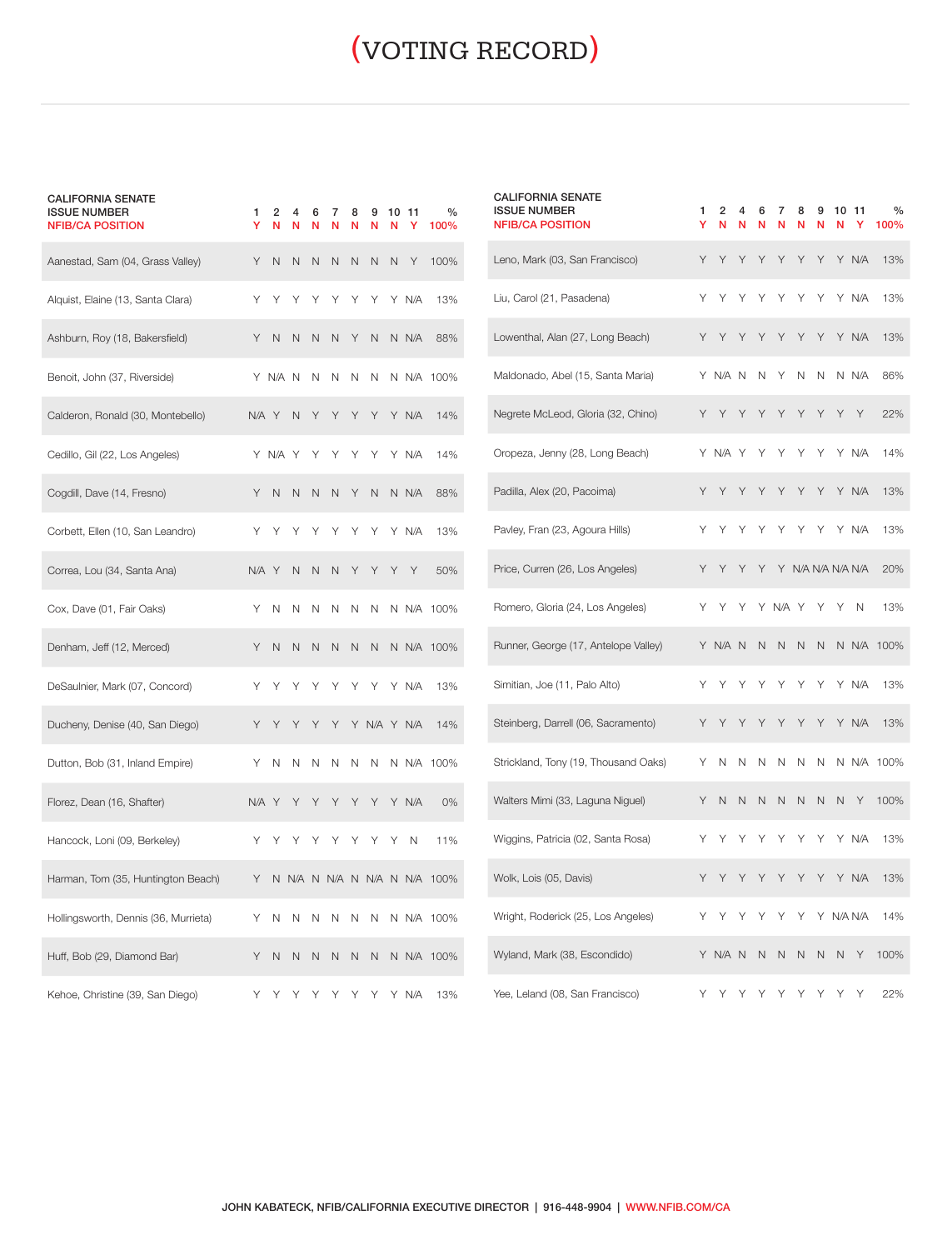# (VOTING RECORD)

| CALIFORNIA SENATE ISSUE NUMBER | 1 | 2 | 4 | 6 | 7 | 8 | 9 | 10 | 11 | % |
|---|---|---|---|---|---|---|---|---|---|---|
| NFIB/CA POSITION | Y | N | N | N | N | N | N | N | Y | 100% |
| Aanestad, Sam (04, Grass Valley) | Y | N | N | N | N | N | N | N | Y | 100% |
| Alquist, Elaine (13, Santa Clara) | Y | Y | Y | Y | Y | Y | Y | Y | N/A | 13% |
| Ashburn, Roy (18, Bakersfield) | Y | N | N | N | N | Y | N | N | N/A | 88% |
| Benoit, John (37, Riverside) | Y | N/A | N | N | N | N | N | N | N/A | 100% |
| Calderon, Ronald (30, Montebello) | N/A | Y | N | Y | Y | Y | Y | Y | N/A | 14% |
| Cedillo, Gil (22, Los Angeles) | Y | N/A | Y | Y | Y | Y | Y | Y | N/A | 14% |
| Cogdill, Dave (14, Fresno) | Y | N | N | N | N | Y | N | N | N/A | 88% |
| Corbett, Ellen (10, San Leandro) | Y | Y | Y | Y | Y | Y | Y | Y | N/A | 13% |
| Correa, Lou (34, Santa Ana) | N/A | Y | N | N | N | Y | Y | Y | Y | 50% |
| Cox, Dave (01, Fair Oaks) | Y | N | N | N | N | N | N | N | N/A | 100% |
| Denham, Jeff (12, Merced) | Y | N | N | N | N | N | N | N | N/A | 100% |
| DeSaulnier, Mark (07, Concord) | Y | Y | Y | Y | Y | Y | Y | Y | N/A | 13% |
| Ducheny, Denise (40, San Diego) | Y | Y | Y | Y | Y | Y | N/A | Y | N/A | 14% |
| Dutton, Bob (31, Inland Empire) | Y | N | N | N | N | N | N | N | N/A | 100% |
| Florez, Dean (16, Shafter) | N/A | Y | Y | Y | Y | Y | Y | Y | N/A | 0% |
| Hancock, Loni (09, Berkeley) | Y | Y | Y | Y | Y | Y | Y | Y | N | 11% |
| Harman, Tom (35, Huntington Beach) | Y | N | N/A | N | N/A | N | N/A | N | N/A | 100% |
| Hollingsworth, Dennis (36, Murrieta) | Y | N | N | N | N | N | N | N | N/A | 100% |
| Huff, Bob (29, Diamond Bar) | Y | N | N | N | N | N | N | N | N/A | 100% |
| Kehoe, Christine (39, San Diego) | Y | Y | Y | Y | Y | Y | Y | Y | N/A | 13% |
| Leno, Mark (03, San Francisco) | Y | Y | Y | Y | Y | Y | Y | Y | N/A | 13% |
| Liu, Carol (21, Pasadena) | Y | Y | Y | Y | Y | Y | Y | Y | N/A | 13% |
| Lowenthal, Alan (27, Long Beach) | Y | Y | Y | Y | Y | Y | Y | Y | N/A | 13% |
| Maldonado, Abel (15, Santa Maria) | Y | N/A | N | N | Y | N | N | N | N/A | 86% |
| Negrete McLeod, Gloria (32, Chino) | Y | Y | Y | Y | Y | Y | Y | Y | Y | 22% |
| Oropeza, Jenny (28, Long Beach) | Y | N/A | Y | Y | Y | Y | Y | Y | N/A | 14% |
| Padilla, Alex (20, Pacoima) | Y | Y | Y | Y | Y | Y | Y | Y | N/A | 13% |
| Pavley, Fran (23, Agoura Hills) | Y | Y | Y | Y | Y | Y | Y | Y | N/A | 13% |
| Price, Curren (26, Los Angeles) | Y | Y | Y | Y | Y | N/A | N/A | N/A | N/A | 20% |
| Romero, Gloria (24, Los Angeles) | Y | Y | Y | Y | N/A | Y | Y | Y | N | 13% |
| Runner, George (17, Antelope Valley) | Y | N/A | N | N | N | N | N | N | N/A | 100% |
| Simitian, Joe (11, Palo Alto) | Y | Y | Y | Y | Y | Y | Y | Y | N/A | 13% |
| Steinberg, Darrell (06, Sacramento) | Y | Y | Y | Y | Y | Y | Y | Y | N/A | 13% |
| Strickland, Tony (19, Thousand Oaks) | Y | N | N | N | N | N | N | N | N/A | 100% |
| Walters Mimi (33, Laguna Niguel) | Y | N | N | N | N | N | N | N | Y | 100% |
| Wiggins, Patricia (02, Santa Rosa) | Y | Y | Y | Y | Y | Y | Y | Y | N/A | 13% |
| Wolk, Lois (05, Davis) | Y | Y | Y | Y | Y | Y | Y | Y | N/A | 13% |
| Wright, Roderick (25, Los Angeles) | Y | Y | Y | Y | Y | Y | Y | N/A | N/A | 14% |
| Wyland, Mark (38, Escondido) | Y | N/A | N | N | N | N | N | N | Y | 100% |
| Yee, Leland (08, San Francisco) | Y | Y | Y | Y | Y | Y | Y | Y | Y | 22% |

JOHN KABATECK, NFIB/CALIFORNIA EXECUTIVE DIRECTOR | 916-448-9904 | WWW.NFIB.COM/CA